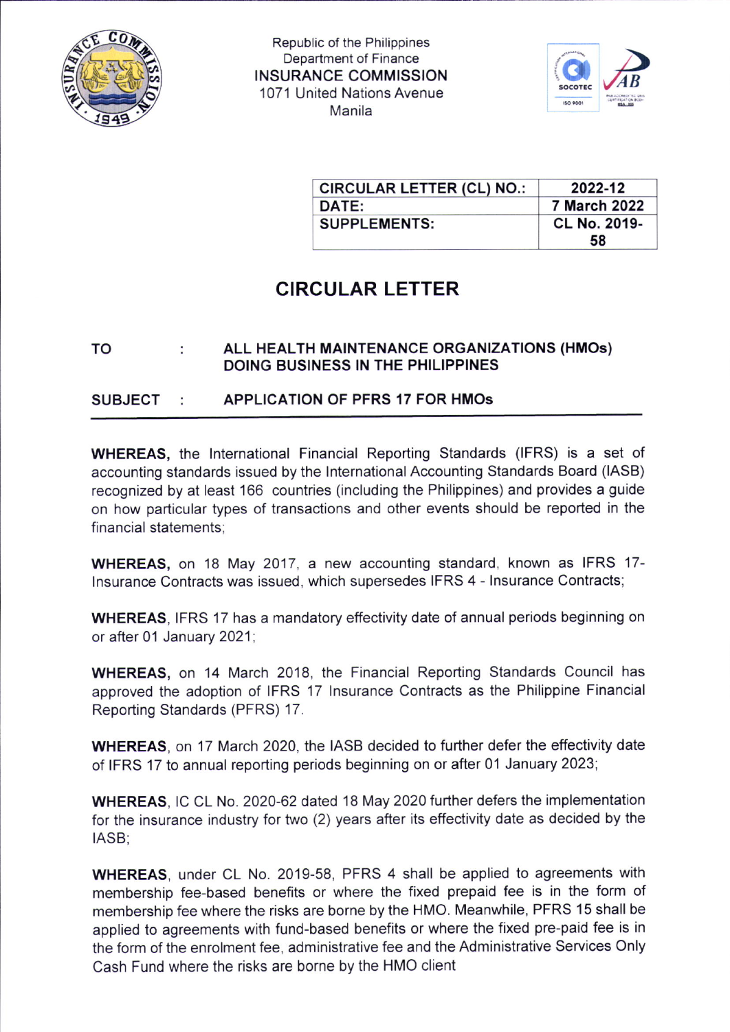Republic of the Philippines
Department of Finance
INSURANCE COMMISSION
1071 United Nations Avenue
Manila

| CIRCULAR LETTER (CL) NO.: | 2022-12 |
| --- | --- |
| DATE: | 7 March 2022 |
| SUPPLEMENTS: | CL No. 2019-58 |

# CIRCULAR LETTER

**TO : ALL HEALTH MAINTENANCE ORGANIZATIONS (HMOs) DOING BUSINESS IN THE PHILIPPINES**

**SUBJECT : APPLICATION OF PFRS 17 FOR HMOs**

---

**WHEREAS,** the International Financial Reporting Standards (IFRS) is a set of accounting standards issued by the International Accounting Standards Board (IASB) recognized by at least 166 countries (including the Philippines) and provides a guide on how particular types of transactions and other events should be reported in the financial statements;

**WHEREAS,** on 18 May 2017, a new accounting standard, known as IFRS 17-Insurance Contracts was issued, which supersedes IFRS 4 - Insurance Contracts;

**WHEREAS**, IFRS 17 has a mandatory effectivity date of annual periods beginning on or after 01 January 2021;

**WHEREAS,** on 14 March 2018, the Financial Reporting Standards Council has approved the adoption of IFRS 17 Insurance Contracts as the Philippine Financial Reporting Standards (PFRS) 17.

**WHEREAS**, on 17 March 2020, the IASB decided to further defer the effectivity date of IFRS 17 to annual reporting periods beginning on or after 01 January 2023;

**WHEREAS**, IC CL No. 2020-62 dated 18 May 2020 further defers the implementation for the insurance industry for two (2) years after its effectivity date as decided by the IASB;

**WHEREAS**, under CL No. 2019-58, PFRS 4 shall be applied to agreements with membership fee-based benefits or where the fixed prepaid fee is in the form of membership fee where the risks are borne by the HMO. Meanwhile, PFRS 15 shall be applied to agreements with fund-based benefits or where the fixed pre-paid fee is in the form of the enrolment fee, administrative fee and the Administrative Services Only Cash Fund where the risks are borne by the HMO client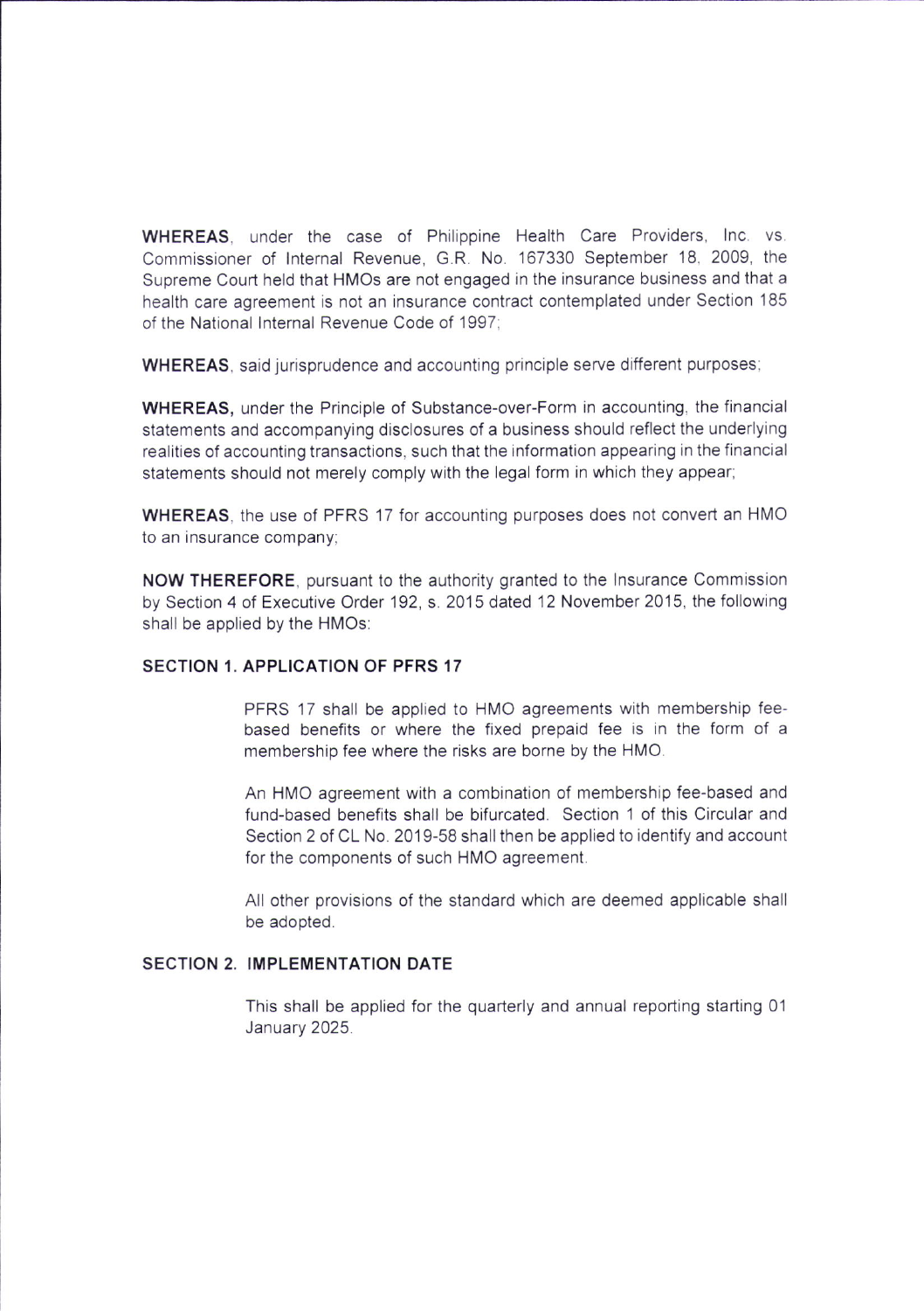**WHEREAS**, under the case of Philippine Health Care Providers, Inc. vs. Commissioner of Internal Revenue, G.R. No. 167330 September 18, 2009, the Supreme Court held that HMOs are not engaged in the insurance business and that a health care agreement is not an insurance contract contemplated under Section 185 of the National Internal Revenue Code of 1997;

**WHEREAS**, said jurisprudence and accounting principle serve different purposes;

**WHEREAS,** under the Principle of Substance-over-Form in accounting, the financial statements and accompanying disclosures of a business should reflect the underlying realities of accounting transactions, such that the information appearing in the financial statements should not merely comply with the legal form in which they appear;

**WHEREAS**, the use of PFRS 17 for accounting purposes does not convert an HMO to an insurance company;

**NOW THEREFORE**, pursuant to the authority granted to the Insurance Commission by Section 4 of Executive Order 192, s. 2015 dated 12 November 2015, the following shall be applied by the HMOs:

**SECTION 1. APPLICATION OF PFRS 17**

PFRS 17 shall be applied to HMO agreements with membership fee-based benefits or where the fixed prepaid fee is in the form of a membership fee where the risks are borne by the HMO.

An HMO agreement with a combination of membership fee-based and fund-based benefits shall be bifurcated. Section 1 of this Circular and Section 2 of CL No. 2019-58 shall then be applied to identify and account for the components of such HMO agreement.

All other provisions of the standard which are deemed applicable shall be adopted.

**SECTION 2. IMPLEMENTATION DATE**

This shall be applied for the quarterly and annual reporting starting 01 January 2025.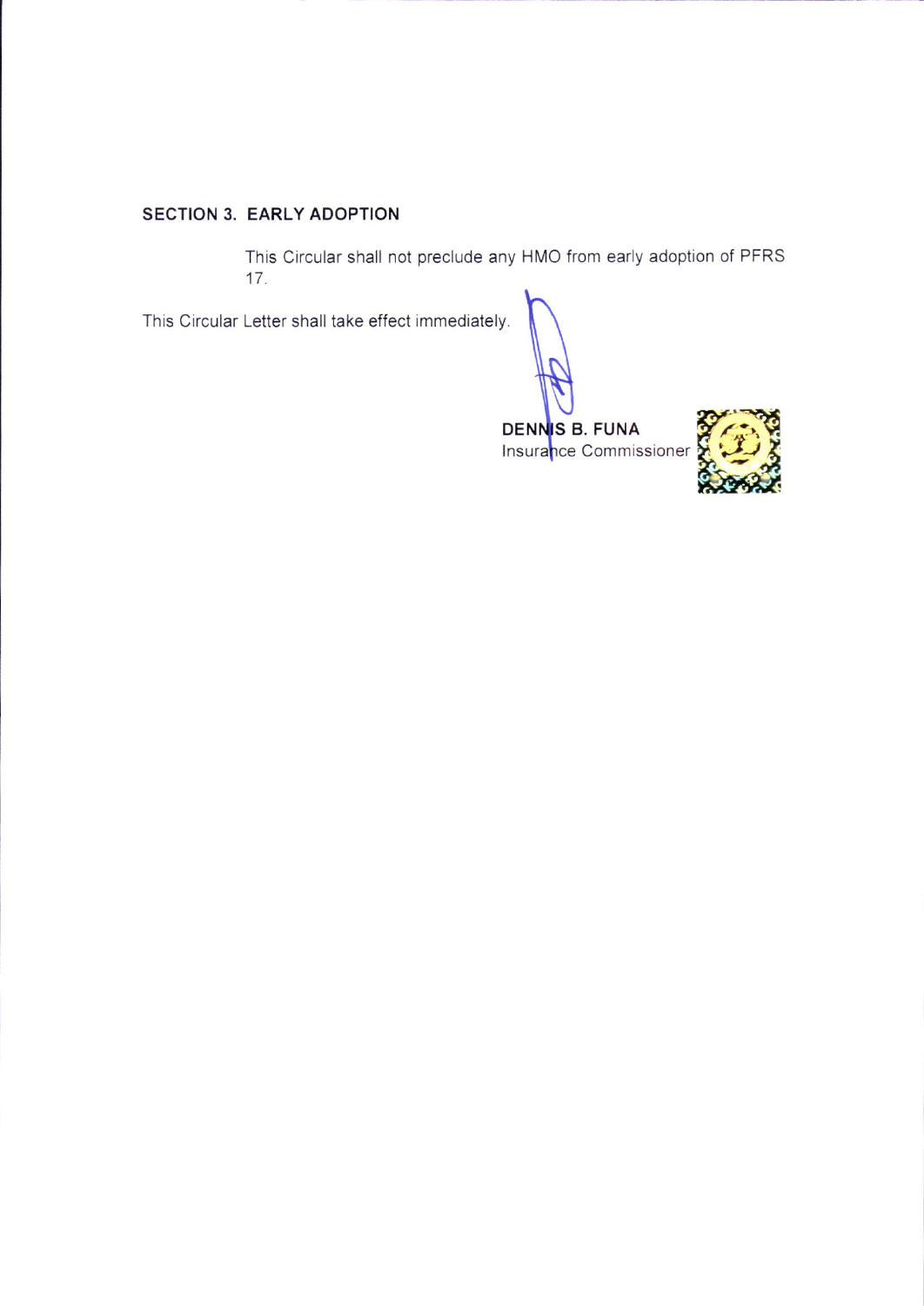## SECTION 3. EARLY ADOPTION

This Circular shall not preclude any HMO from early adoption of PFRS 17.

This Circular Letter shall take effect immediately.

**DENNIS B. FUNA**
Insurance Commissioner